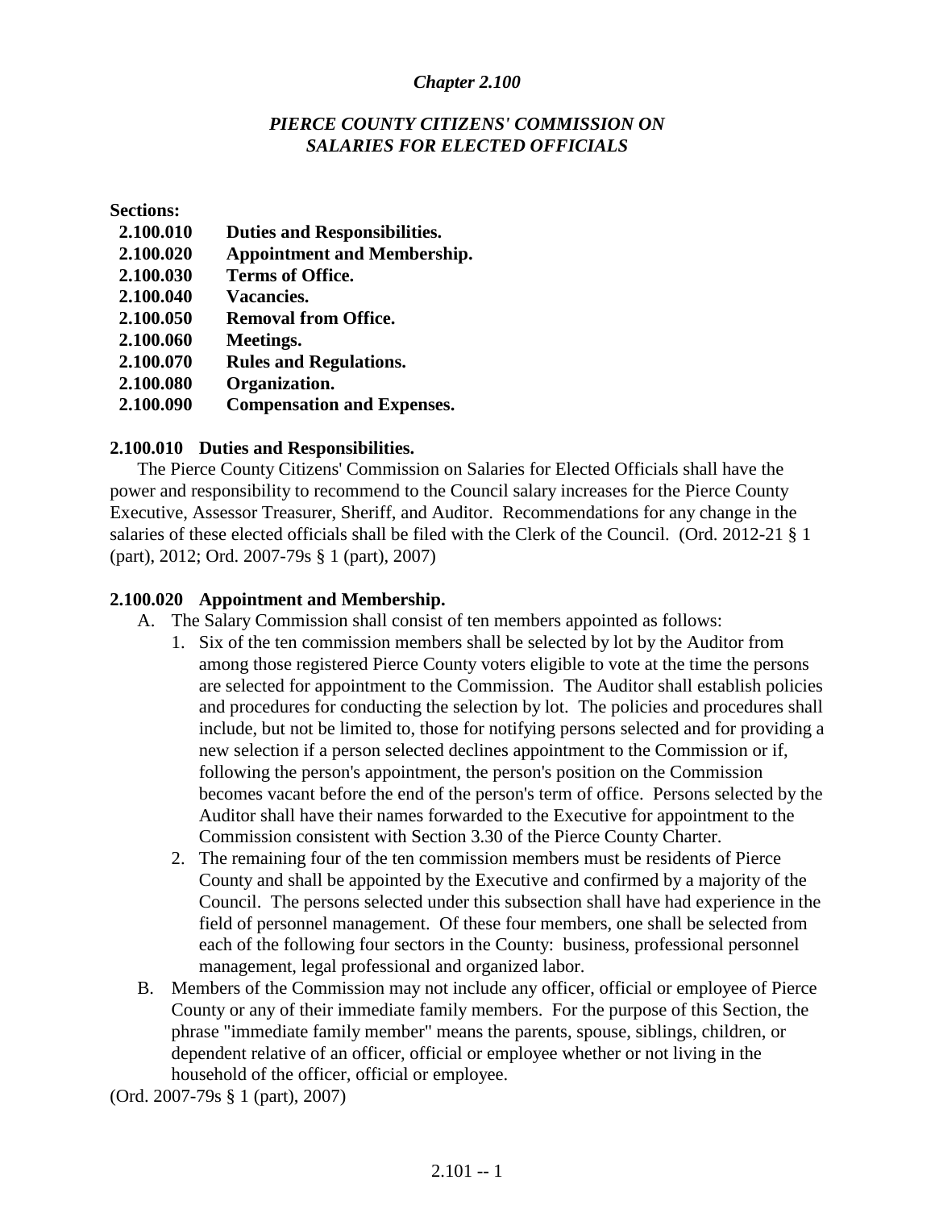# *Chapter 2.100*

## *PIERCE COUNTY CITIZENS' COMMISSION ON SALARIES FOR ELECTED OFFICIALS*

**Sections:**

| | |
|---|---|
| **2.100.010** | **Duties and Responsibilities.** |
| **2.100.020** | **Appointment and Membership.** |
| **2.100.030** | **Terms of Office.** |
| **2.100.040** | **Vacancies.** |
| **2.100.050** | **Removal from Office.** |
| **2.100.060** | **Meetings.** |
| **2.100.070** | **Rules and Regulations.** |
| **2.100.080** | **Organization.** |
| **2.100.090** | **Compensation and Expenses.** |

### 2.100.010 Duties and Responsibilities.

The Pierce County Citizens' Commission on Salaries for Elected Officials shall have the power and responsibility to recommend to the Council salary increases for the Pierce County Executive, Assessor Treasurer, Sheriff, and Auditor. Recommendations for any change in the salaries of these elected officials shall be filed with the Clerk of the Council. (Ord. 2012-21 § 1 (part), 2012; Ord. 2007-79s § 1 (part), 2007)

### 2.100.020 Appointment and Membership.

A. The Salary Commission shall consist of ten members appointed as follows:
   1. Six of the ten commission members shall be selected by lot by the Auditor from among those registered Pierce County voters eligible to vote at the time the persons are selected for appointment to the Commission. The Auditor shall establish policies and procedures for conducting the selection by lot. The policies and procedures shall include, but not be limited to, those for notifying persons selected and for providing a new selection if a person selected declines appointment to the Commission or if, following the person's appointment, the person's position on the Commission becomes vacant before the end of the person's term of office. Persons selected by the Auditor shall have their names forwarded to the Executive for appointment to the Commission consistent with Section 3.30 of the Pierce County Charter.
   2. The remaining four of the ten commission members must be residents of Pierce County and shall be appointed by the Executive and confirmed by a majority of the Council. The persons selected under this subsection shall have had experience in the field of personnel management. Of these four members, one shall be selected from each of the following four sectors in the County: business, professional personnel management, legal professional and organized labor.

B. Members of the Commission may not include any officer, official or employee of Pierce County or any of their immediate family members. For the purpose of this Section, the phrase "immediate family member" means the parents, spouse, siblings, children, or dependent relative of an officer, official or employee whether or not living in the household of the officer, official or employee.

(Ord. 2007-79s § 1 (part), 2007)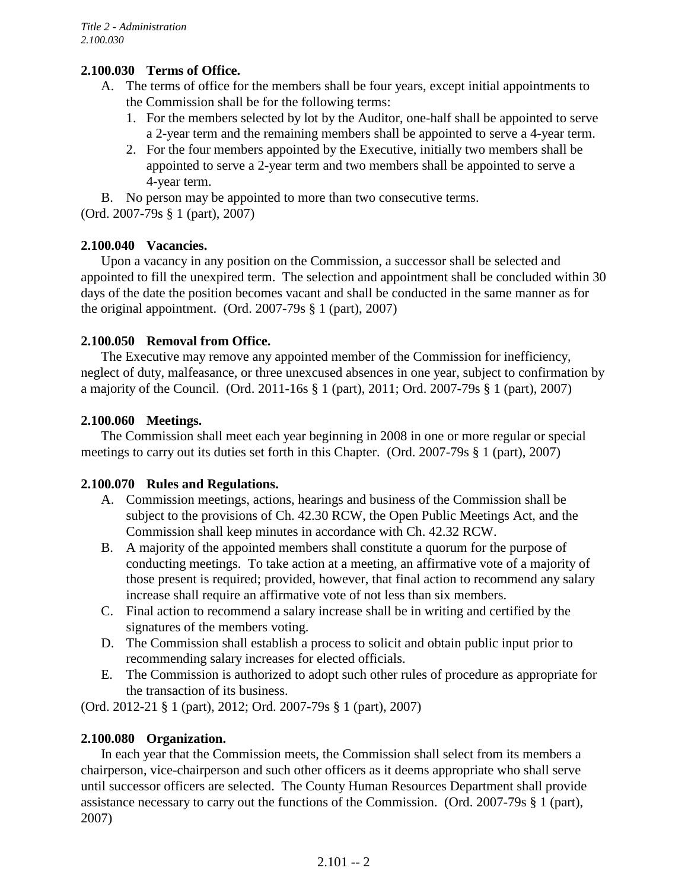**2.100.030 Terms of Office.**

A. The terms of office for the members shall be four years, except initial appointments to the Commission shall be for the following terms:
   1. For the members selected by lot by the Auditor, one-half shall be appointed to serve a 2-year term and the remaining members shall be appointed to serve a 4-year term.
   2. For the four members appointed by the Executive, initially two members shall be appointed to serve a 2-year term and two members shall be appointed to serve a 4-year term.

B. No person may be appointed to more than two consecutive terms.

(Ord. 2007-79s § 1 (part), 2007)

**2.100.040 Vacancies.**

Upon a vacancy in any position on the Commission, a successor shall be selected and appointed to fill the unexpired term. The selection and appointment shall be concluded within 30 days of the date the position becomes vacant and shall be conducted in the same manner as for the original appointment. (Ord. 2007-79s § 1 (part), 2007)

**2.100.050 Removal from Office.**

The Executive may remove any appointed member of the Commission for inefficiency, neglect of duty, malfeasance, or three unexcused absences in one year, subject to confirmation by a majority of the Council. (Ord. 2011-16s § 1 (part), 2011; Ord. 2007-79s § 1 (part), 2007)

**2.100.060 Meetings.**

The Commission shall meet each year beginning in 2008 in one or more regular or special meetings to carry out its duties set forth in this Chapter. (Ord. 2007-79s § 1 (part), 2007)

**2.100.070 Rules and Regulations.**

A. Commission meetings, actions, hearings and business of the Commission shall be subject to the provisions of Ch. 42.30 RCW, the Open Public Meetings Act, and the Commission shall keep minutes in accordance with Ch. 42.32 RCW.

B. A majority of the appointed members shall constitute a quorum for the purpose of conducting meetings. To take action at a meeting, an affirmative vote of a majority of those present is required; provided, however, that final action to recommend any salary increase shall require an affirmative vote of not less than six members.

C. Final action to recommend a salary increase shall be in writing and certified by the signatures of the members voting.

D. The Commission shall establish a process to solicit and obtain public input prior to recommending salary increases for elected officials.

E. The Commission is authorized to adopt such other rules of procedure as appropriate for the transaction of its business.

(Ord. 2012-21 § 1 (part), 2012; Ord. 2007-79s § 1 (part), 2007)

**2.100.080 Organization.**

In each year that the Commission meets, the Commission shall select from its members a chairperson, vice-chairperson and such other officers as it deems appropriate who shall serve until successor officers are selected. The County Human Resources Department shall provide assistance necessary to carry out the functions of the Commission. (Ord. 2007-79s § 1 (part), 2007)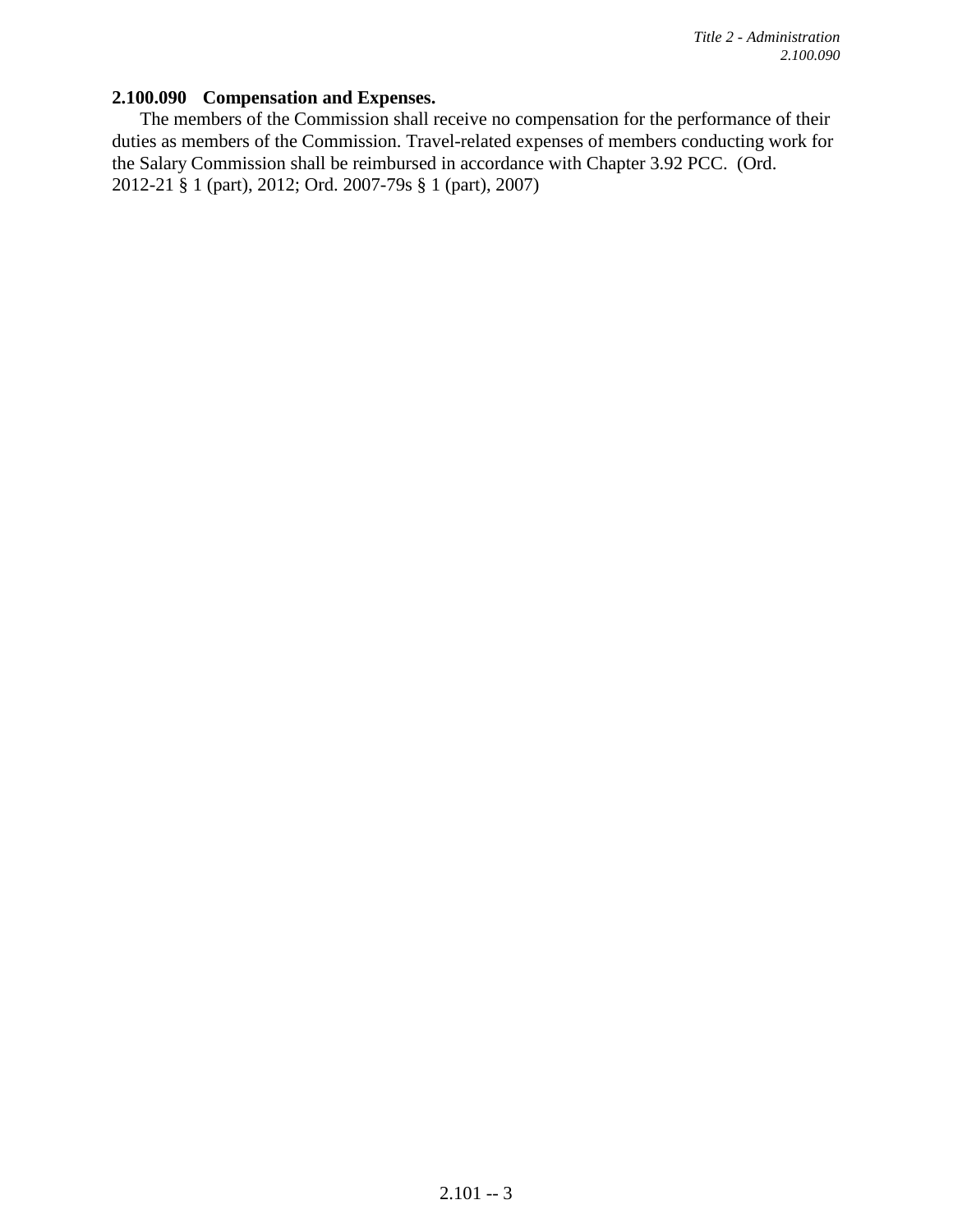**2.100.090 Compensation and Expenses.**

The members of the Commission shall receive no compensation for the performance of their duties as members of the Commission. Travel-related expenses of members conducting work for the Salary Commission shall be reimbursed in accordance with Chapter 3.92 PCC. (Ord. 2012-21 § 1 (part), 2012; Ord. 2007-79s § 1 (part), 2007)